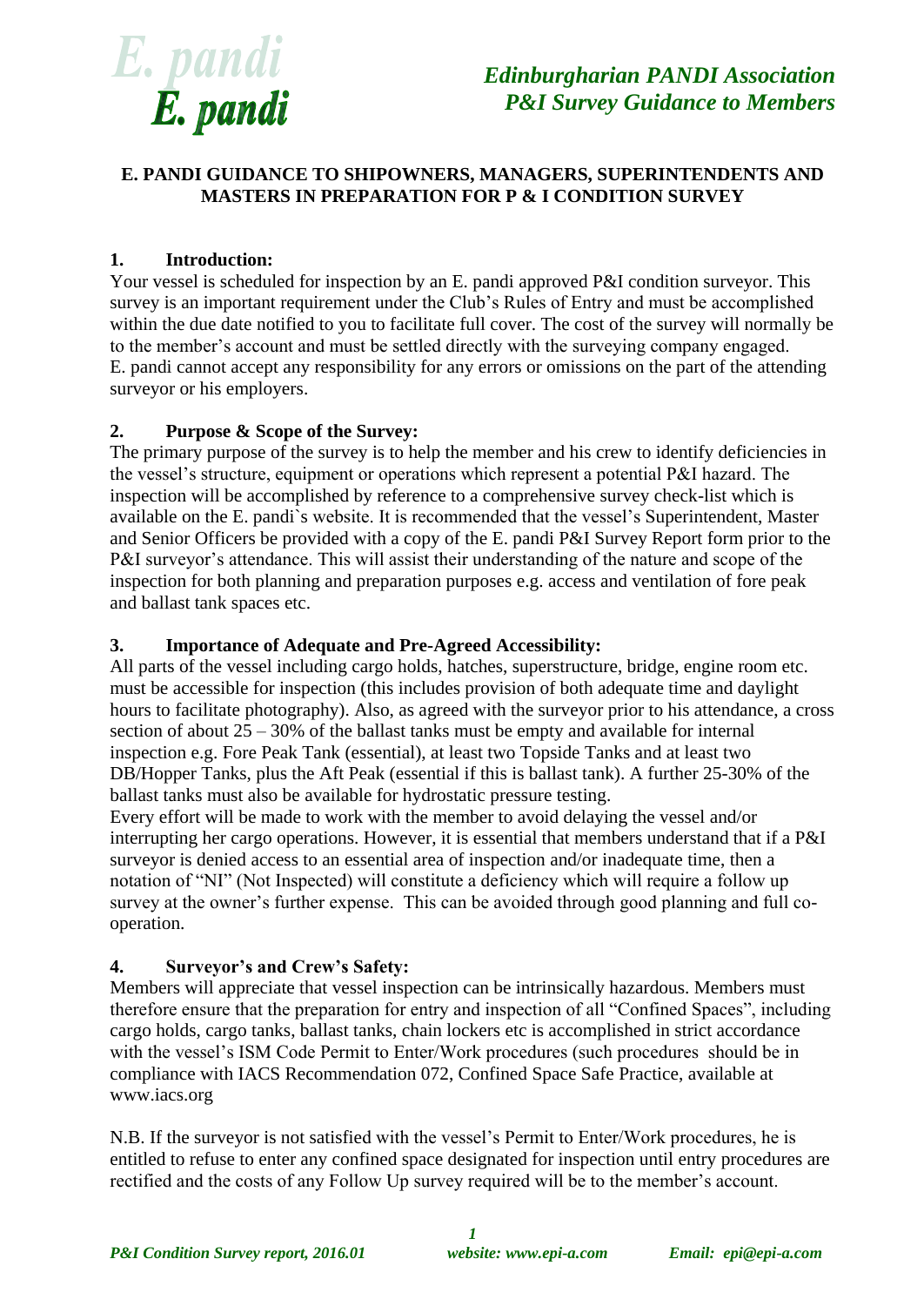# E. PANDI GUIDANCE TO SHIPOWNERS, MANAGERS, SUPERINTENDENTS AND MASTERS IN PREPARATION FOR P & I CONDITION SURVEY

## 1. Introduction:

Your vessel is scheduled for inspection by an E. pandi approved P&I condition surveyor. This survey is an important requirement under the Club's Rules of Entry and must be accomplished within the due date notified to you to facilitate full cover. The cost of the survey will normally be to the member's account and must be settled directly with the surveying company engaged. E. pandi cannot accept any responsibility for any errors or omissions on the part of the attending surveyor or his employers.

## 2. Purpose & Scope of the Survey:

The primary purpose of the survey is to help the member and his crew to identify deficiencies in the vessel's structure, equipment or operations which represent a potential P&I hazard. The inspection will be accomplished by reference to a comprehensive survey check-list which is available on the E. pandi`s website. It is recommended that the vessel's Superintendent, Master and Senior Officers be provided with a copy of the E. pandi P&I Survey Report form prior to the P&I surveyor's attendance. This will assist their understanding of the nature and scope of the inspection for both planning and preparation purposes e.g. access and ventilation of fore peak and ballast tank spaces etc.

## 3. Importance of Adequate and Pre-Agreed Accessibility:

All parts of the vessel including cargo holds, hatches, superstructure, bridge, engine room etc. must be accessible for inspection (this includes provision of both adequate time and daylight hours to facilitate photography). Also, as agreed with the surveyor prior to his attendance, a cross section of about 25 – 30% of the ballast tanks must be empty and available for internal inspection e.g. Fore Peak Tank (essential), at least two Topside Tanks and at least two DB/Hopper Tanks, plus the Aft Peak (essential if this is ballast tank). A further 25-30% of the ballast tanks must also be available for hydrostatic pressure testing.

Every effort will be made to work with the member to avoid delaying the vessel and/or interrupting her cargo operations. However, it is essential that members understand that if a P&I surveyor is denied access to an essential area of inspection and/or inadequate time, then a notation of "NI" (Not Inspected) will constitute a deficiency which will require a follow up survey at the owner's further expense. This can be avoided through good planning and full co-operation.

## 4. Surveyor's and Crew's Safety:

Members will appreciate that vessel inspection can be intrinsically hazardous. Members must therefore ensure that the preparation for entry and inspection of all "Confined Spaces", including cargo holds, cargo tanks, ballast tanks, chain lockers etc is accomplished in strict accordance with the vessel's ISM Code Permit to Enter/Work procedures (such procedures should be in compliance with IACS Recommendation 072, Confined Space Safe Practice, available at www.iacs.org

N.B. If the surveyor is not satisfied with the vessel's Permit to Enter/Work procedures, he is entitled to refuse to enter any confined space designated for inspection until entry procedures are rectified and the costs of any Follow Up survey required will be to the member's account.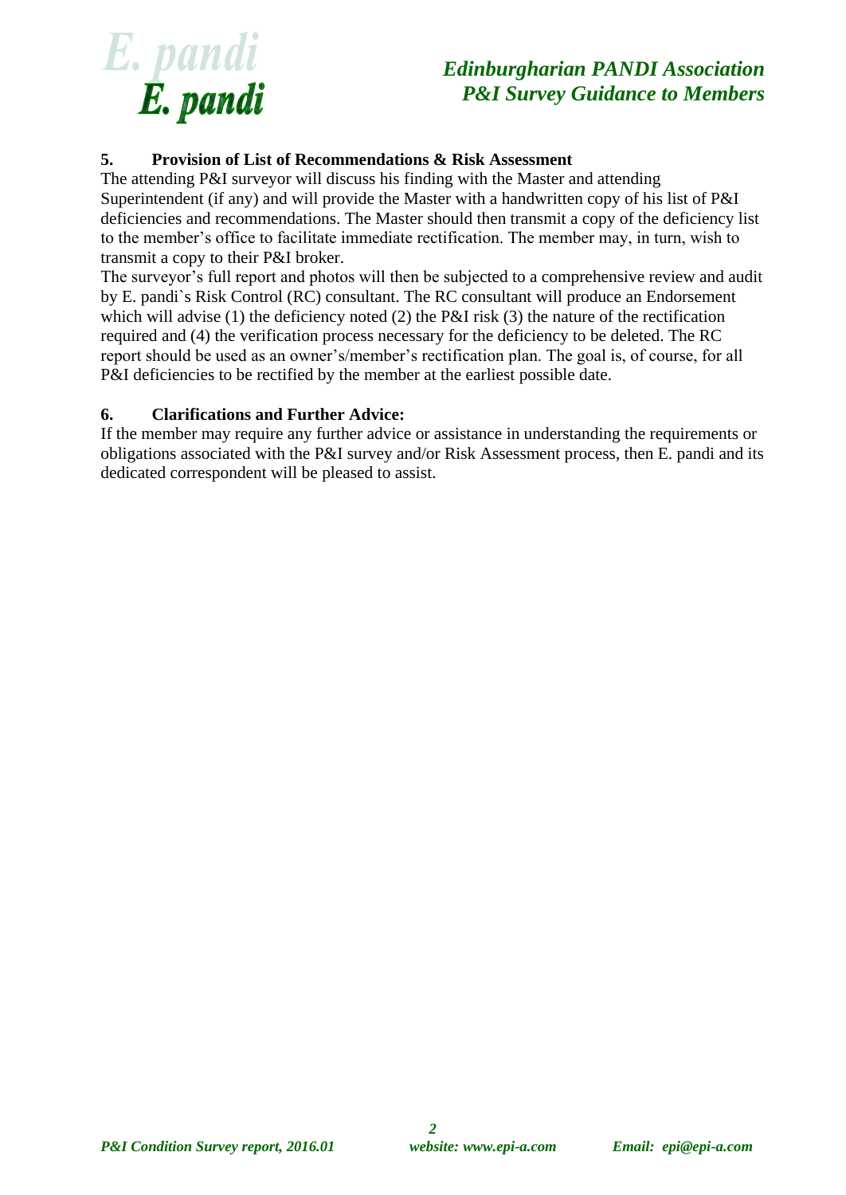## 5. Provision of List of Recommendations & Risk Assessment

The attending P&I surveyor will discuss his finding with the Master and attending Superintendent (if any) and will provide the Master with a handwritten copy of his list of P&I deficiencies and recommendations. The Master should then transmit a copy of the deficiency list to the member's office to facilitate immediate rectification. The member may, in turn, wish to transmit a copy to their P&I broker.

The surveyor's full report and photos will then be subjected to a comprehensive review and audit by E. pandi`s Risk Control (RC) consultant. The RC consultant will produce an Endorsement which will advise (1) the deficiency noted (2) the P&I risk (3) the nature of the rectification required and (4) the verification process necessary for the deficiency to be deleted. The RC report should be used as an owner's/member's rectification plan. The goal is, of course, for all P&I deficiencies to be rectified by the member at the earliest possible date.

## 6. Clarifications and Further Advice:

If the member may require any further advice or assistance in understanding the requirements or obligations associated with the P&I survey and/or Risk Assessment process, then E. pandi and its dedicated correspondent will be pleased to assist.